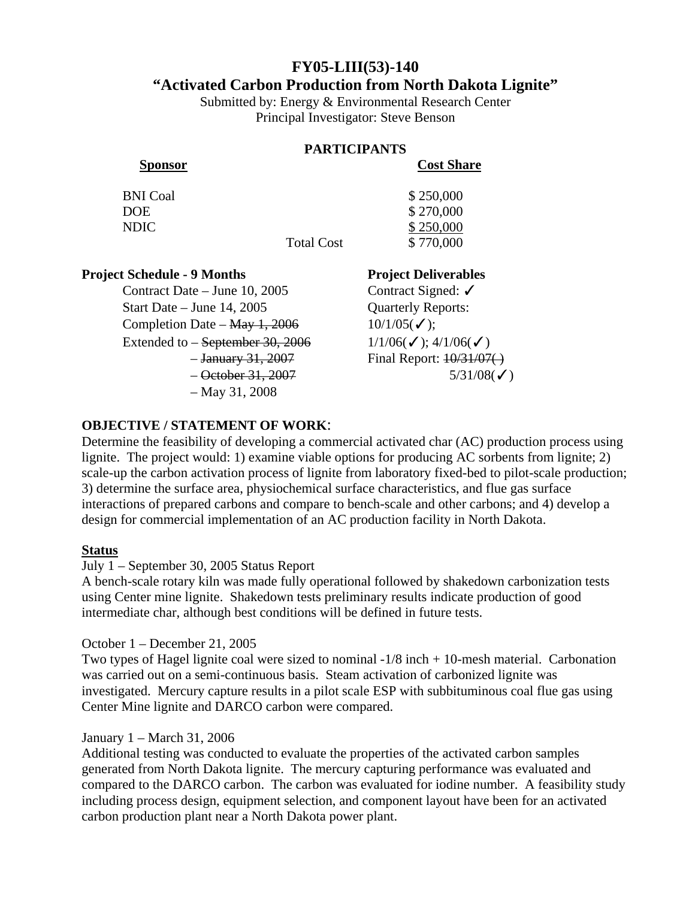# FY05-LIII(53)-140
# "Activated Carbon Production from North Dakota Lignite"

Submitted by: Energy & Environmental Research Center
Principal Investigator: Steve Benson

## PARTICIPANTS

| Sponsor | | Cost Share |
|---|---|---|
| BNI Coal | | $ 250,000 |
| DOE | | $ 270,000 |
| NDIC | | $ 250,000 |
| | Total Cost | $ 770,000 |

**Project Schedule - 9 Months**

Contract Date – June 10, 2005
Start Date – June 14, 2005
Completion Date – ~~May 1, 2006~~
Extended to – ~~September 30, 2006~~
– ~~January 31, 2007~~
– ~~October 31, 2007~~
– May 31, 2008

**Project Deliverables**

Contract Signed: ✓
Quarterly Reports:
10/1/05(✓);
1/1/06(✓); 4/1/06(✓)
Final Report: ~~10/31/07( )~~
5/31/08(✓)

**OBJECTIVE / STATEMENT OF WORK**:

Determine the feasibility of developing a commercial activated char (AC) production process using lignite. The project would: 1) examine viable options for producing AC sorbents from lignite; 2) scale-up the carbon activation process of lignite from laboratory fixed-bed to pilot-scale production; 3) determine the surface area, physiochemical surface characteristics, and flue gas surface interactions of prepared carbons and compare to bench-scale and other carbons; and 4) develop a design for commercial implementation of an AC production facility in North Dakota.

**Status**

July 1 – September 30, 2005 Status Report
A bench-scale rotary kiln was made fully operational followed by shakedown carbonization tests using Center mine lignite. Shakedown tests preliminary results indicate production of good intermediate char, although best conditions will be defined in future tests.

October 1 – December 21, 2005
Two types of Hagel lignite coal were sized to nominal -1/8 inch + 10-mesh material. Carbonation was carried out on a semi-continuous basis. Steam activation of carbonized lignite was investigated. Mercury capture results in a pilot scale ESP with subbituminous coal flue gas using Center Mine lignite and DARCO carbon were compared.

January 1 – March 31, 2006
Additional testing was conducted to evaluate the properties of the activated carbon samples generated from North Dakota lignite. The mercury capturing performance was evaluated and compared to the DARCO carbon. The carbon was evaluated for iodine number. A feasibility study including process design, equipment selection, and component layout have been for an activated carbon production plant near a North Dakota power plant.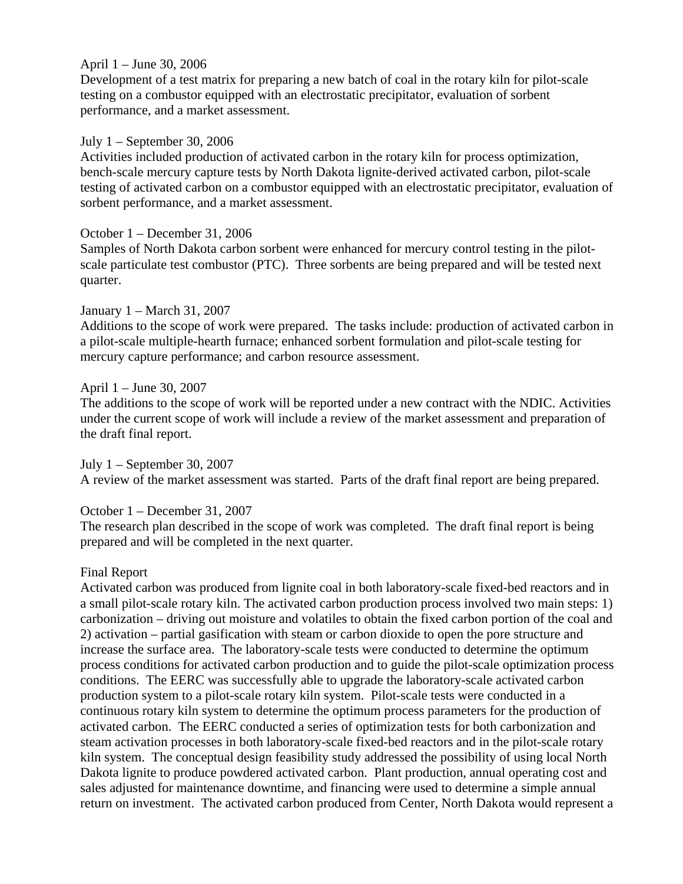April 1 – June 30, 2006
Development of a test matrix for preparing a new batch of coal in the rotary kiln for pilot-scale testing on a combustor equipped with an electrostatic precipitator, evaluation of sorbent performance, and a market assessment.

July 1 – September 30, 2006
Activities included production of activated carbon in the rotary kiln for process optimization, bench-scale mercury capture tests by North Dakota lignite-derived activated carbon, pilot-scale testing of activated carbon on a combustor equipped with an electrostatic precipitator, evaluation of sorbent performance, and a market assessment.

October 1 – December 31, 2006
Samples of North Dakota carbon sorbent were enhanced for mercury control testing in the pilot-scale particulate test combustor (PTC). Three sorbents are being prepared and will be tested next quarter.

January 1 – March 31, 2007
Additions to the scope of work were prepared. The tasks include: production of activated carbon in a pilot-scale multiple-hearth furnace; enhanced sorbent formulation and pilot-scale testing for mercury capture performance; and carbon resource assessment.

April 1 – June 30, 2007
The additions to the scope of work will be reported under a new contract with the NDIC. Activities under the current scope of work will include a review of the market assessment and preparation of the draft final report.

July 1 – September 30, 2007
A review of the market assessment was started. Parts of the draft final report are being prepared.

October 1 – December 31, 2007
The research plan described in the scope of work was completed. The draft final report is being prepared and will be completed in the next quarter.

Final Report
Activated carbon was produced from lignite coal in both laboratory-scale fixed-bed reactors and in a small pilot-scale rotary kiln. The activated carbon production process involved two main steps: 1) carbonization – driving out moisture and volatiles to obtain the fixed carbon portion of the coal and 2) activation – partial gasification with steam or carbon dioxide to open the pore structure and increase the surface area. The laboratory-scale tests were conducted to determine the optimum process conditions for activated carbon production and to guide the pilot-scale optimization process conditions. The EERC was successfully able to upgrade the laboratory-scale activated carbon production system to a pilot-scale rotary kiln system. Pilot-scale tests were conducted in a continuous rotary kiln system to determine the optimum process parameters for the production of activated carbon. The EERC conducted a series of optimization tests for both carbonization and steam activation processes in both laboratory-scale fixed-bed reactors and in the pilot-scale rotary kiln system. The conceptual design feasibility study addressed the possibility of using local North Dakota lignite to produce powdered activated carbon. Plant production, annual operating cost and sales adjusted for maintenance downtime, and financing were used to determine a simple annual return on investment. The activated carbon produced from Center, North Dakota would represent a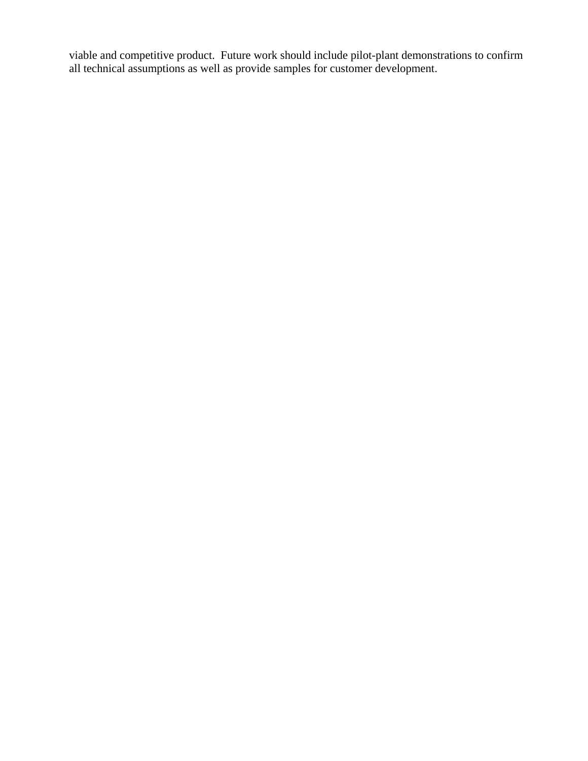viable and competitive product.  Future work should include pilot-plant demonstrations to confirm all technical assumptions as well as provide samples for customer development.